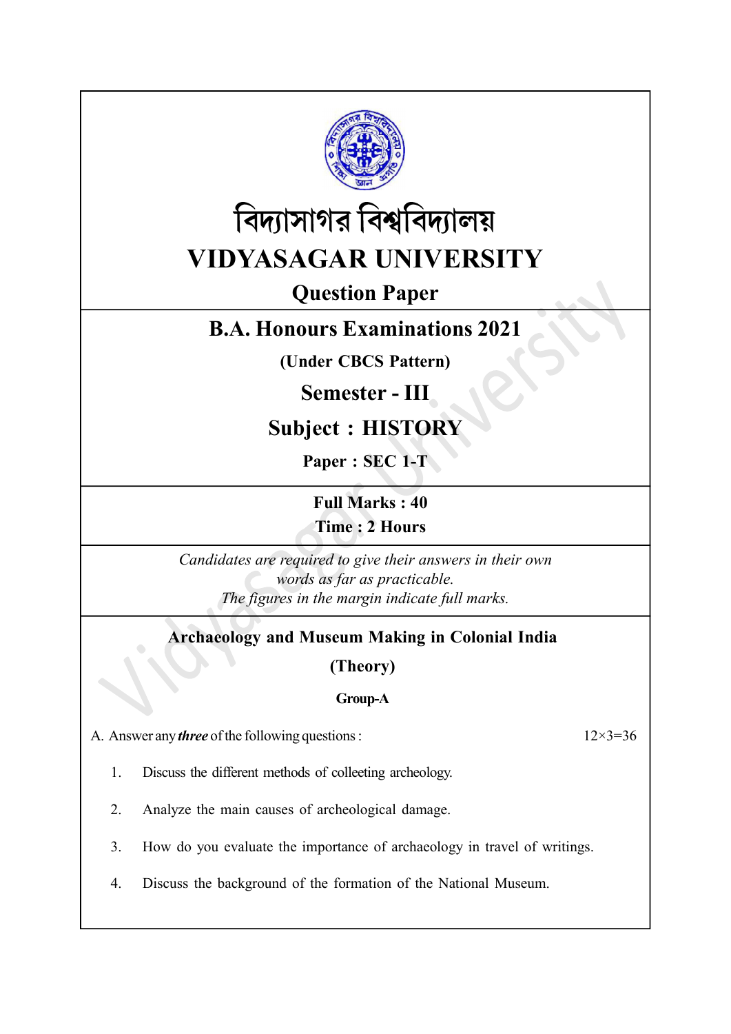# বিদ্যাসাগর বিশ্ববিদ্যালয়

# VIDYASAGAR UNIVERSITY

## Question Paper

## B.A. Honours Examinations 2021

**(Under CBCS Pattern)**

## Semester - III

## Subject : HISTORY

**Paper : SEC 1-T**

**Full Marks : 40**
**Time : 2 Hours**

*Candidates are required to give their answers in their own words as far as practicable.*
*The figures in the margin indicate full marks.*

### Archaeology and Museum Making in Colonial India

**(Theory)**

**Group-A**

A. Answer any ***three*** of the following questions : 12×3=36

1. Discuss the different methods of colleeting archeology.
2. Analyze the main causes of archeological damage.
3. How do you evaluate the importance of archaeology in travel of writings.
4. Discuss the background of the formation of the National Museum.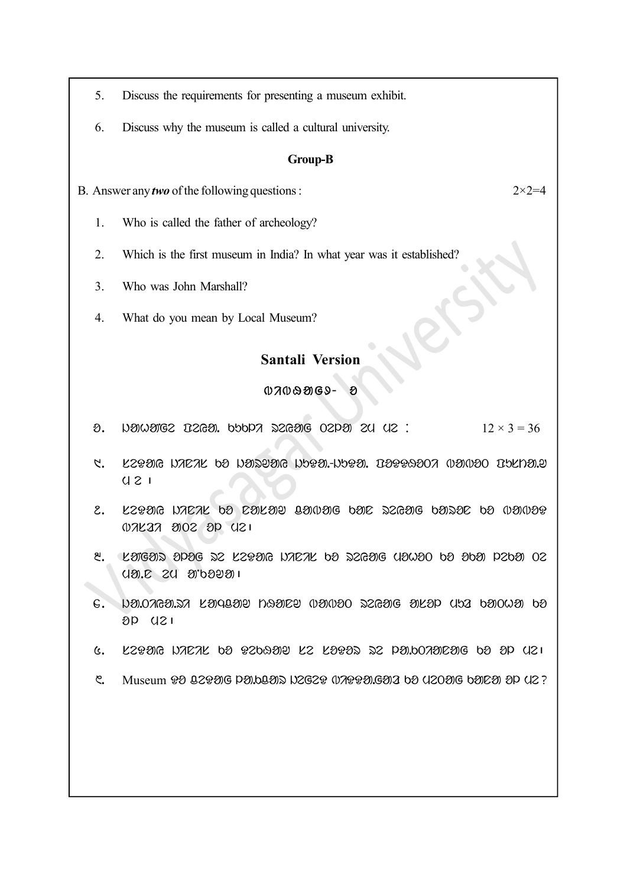5. Discuss the requirements for presenting a museum exhibit.

6. Discuss why the museum is called a cultural university.

**Group-B**

B. Answer any ***two*** of the following questions : 2×2=4

1. Who is called the father of archeology?

2. Which is the first museum in India? In what year was it established?

3. Who was John Marshall?

4. What do you mean by Local Museum?

## Santali Version

ᱦᱟᱹᱴᱤᱧ - ᱚ

ᱚ. ᱡᱟᱦᱟᱸᱜᱮ ᱯᱮᱭᱟ. ᱠᱩᱠᱞᱤ ᱨᱮᱭᱟᱜ ᱛᱮᱞᱟ ᱮᱢ ᱢᱮ : $12 \times 3 = 36$

᱑. ᱠᱤᱨᱟᱜ ᱵᱟᱦᱟᱨ ᱨᱮ ᱵᱟᱹᱠᱷᱟᱹᱨᱤᱭᱟᱹ ᱵᱷᱮᱜᱟ-ᱵᱷᱮᱜᱟ. ᱯᱟᱹᱨᱥᱤᱥᱚᱛ ᱢᱟᱢᱟᱛ ᱯᱷᱟᱨᱟᱠ ᱢᱮ ।

᱒. ᱠᱤᱨᱟᱜ ᱵᱟᱦᱟᱨ ᱨᱮ ᱥᱟᱠᱟᱢ ᱡᱚᱢᱟᱜ ᱨᱮᱭᱟᱜ ᱨᱮᱭᱟᱜ ᱨᱟᱯᱚᱲ ᱨᱮ ᱢᱟᱢᱟᱛ ᱛᱷᱟᱠᱟᱱ ᱚᱞ ᱮᱢ ᱢᱮ।

᱓. ᱠᱟᱹᱢᱤᱦᱚ ᱞᱟᱜᱤᱫ ᱨᱮ ᱠᱤᱨᱟᱜ ᱵᱟᱦᱟᱨ ᱨᱮ ᱨᱮᱭᱟᱜ ᱢᱚᱦᱚᱛ ᱨᱮ ᱚᱨᱟ ᱞᱮᱨᱟ ᱛᱮ ᱢᱟ.ᱨᱮ ᱮᱢ ᱟᱹᱨᱩᱞᱮᱱᱟ।

᱔. ᱵᱟ.ᱛᱷᱚᱨᱟ.ᱥᱤ ᱠᱟᱹᱢᱤᱦᱚᱨᱚ ᱵᱷᱮᱜᱟᱨ ᱢᱟᱢᱟᱛ ᱨᱮᱭᱟᱜ ᱚᱠᱚᱞ ᱢᱟᱦᱟ ᱨᱮᱭᱟᱜ ᱨᱮ ᱚᱞ ᱢᱮ।

᱕. ᱠᱤᱨᱟᱜ ᱵᱟᱦᱟᱨ ᱨᱮ ᱯᱷᱮᱨᱟᱣ ᱠᱮ ᱠᱚᱯᱮᱫ ᱥᱮ ᱞᱟ.ᱨᱟᱦᱟᱜᱤᱭᱟᱜ ᱨᱮ ᱚᱞ ᱢᱮ।

᱖. Museum ᱯᱮ ᱥᱮᱯᱮᱜ ᱞᱟ.ᱨᱟᱥᱟ ᱵᱮᱞᱮᱯ ᱢᱟᱯᱷᱮᱟ.ᱜᱟᱡ ᱨᱮ ᱢᱮᱛᱚᱜ ᱨᱟᱦᱟ ᱚᱞ ᱢᱮ?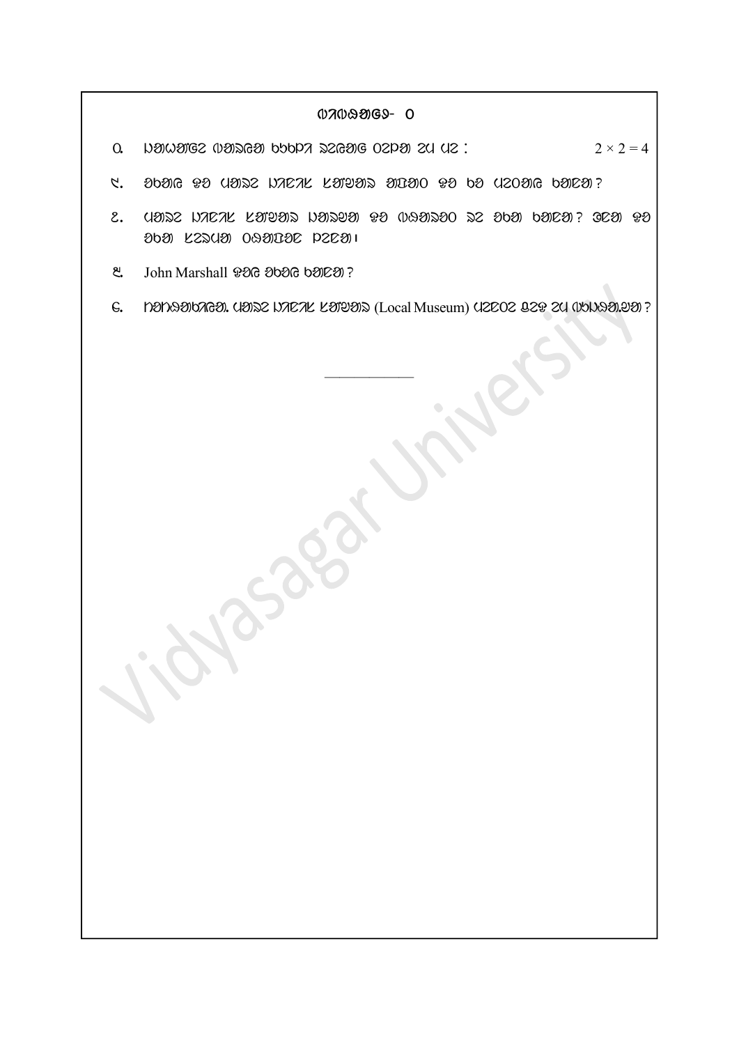ᱠᱟᱹᱢᱤᱦᱚᱨᱟ- ᱑

᱑. ᱞᱟᱛᱟᱨᱨᱮ ᱮᱢ ᱟᱠᱟᱱ ᱠᱩᱠᱞᱤ ᱠᱚ ᱨᱮᱭᱟᱜ ᱛᱮᱞᱟ ᱚᱞ ᱢᱮ : $2 \times 2 = 4$

᱒. ᱚᱠᱚᱭ ᱫᱚ ᱞᱚᱠᱟᱞ ᱢᱤᱣᱡᱤᱭᱟᱢ ᱵᱮᱱᱟᱣ ᱫᱚ ᱠᱚ ᱞᱟᱦᱟᱣ ᱠᱟᱱᱟ ?

᱓. ᱞᱚᱠᱟᱞ ᱢᱤᱣᱡᱤᱭᱟᱢ ᱞᱟᱹᱠᱛᱤ ᱫᱚ ᱪᱮᱫᱟᱜ ᱥᱮ ᱚᱠᱚ ᱠᱟᱱᱟ ? ᱥᱟᱦᱟ ᱫᱚ ᱚᱠᱚ ᱵᱤᱥᱚᱭ ᱛᱮᱢᱮᱱᱟᱜ ᱚᱞ ᱢᱮ ।

᱔. John Marshall ᱫᱚ ᱚᱠᱚᱭ ᱠᱟᱱᱟ ?

᱕. ᱥᱟᱱᱛᱟᱲ ᱯᱟᱨᱜᱟᱱᱟ ᱞᱚᱠᱟᱞ ᱢᱤᱣᱡᱤᱭᱟᱢ (Local Museum) ᱞᱮᱠᱟᱛᱮ ᱵᱮᱫ ᱠᱚ ᱪᱟᱞᱟᱜ ᱠᱟᱱᱟ ?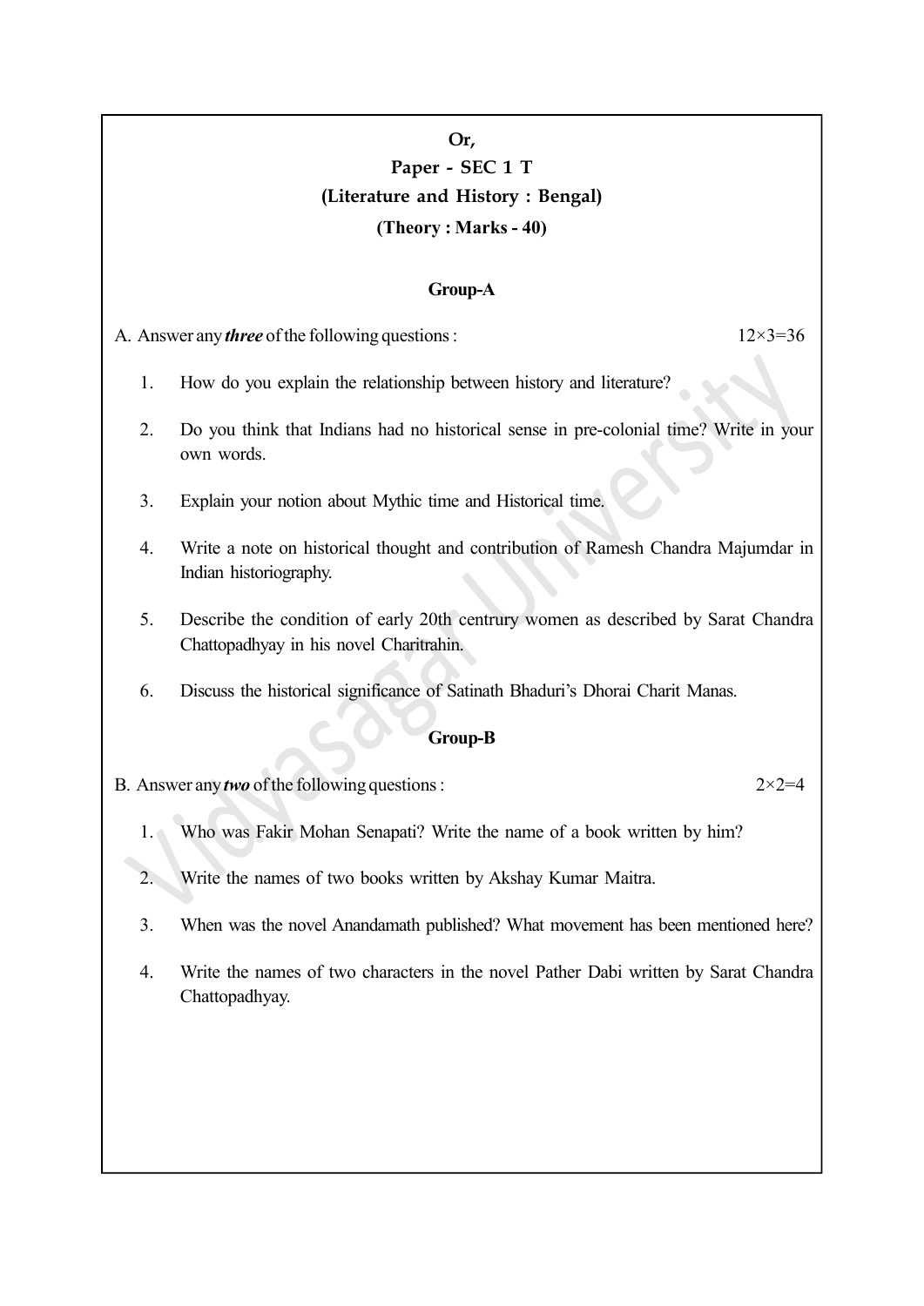**Or,**

## Paper - SEC 1 T

## (Literature and History : Bengal)

**(Theory : Marks - 40)**

### Group-A

A. Answer any ***three*** of the following questions : 12×3=36

1. How do you explain the relationship between history and literature?

2. Do you think that Indians had no historical sense in pre-colonial time? Write in your own words.

3. Explain your notion about Mythic time and Historical time.

4. Write a note on historical thought and contribution of Ramesh Chandra Majumdar in Indian historiography.

5. Describe the condition of early 20th centrury women as described by Sarat Chandra Chattopadhyay in his novel Charitrahin.

6. Discuss the historical significance of Satinath Bhaduri's Dhorai Charit Manas.

### Group-B

B. Answer any ***two*** of the following questions : 2×2=4

1. Who was Fakir Mohan Senapati? Write the name of a book written by him?

2. Write the names of two books written by Akshay Kumar Maitra.

3. When was the novel Anandamath published? What movement has been mentioned here?

4. Write the names of two characters in the novel Pather Dabi written by Sarat Chandra Chattopadhyay.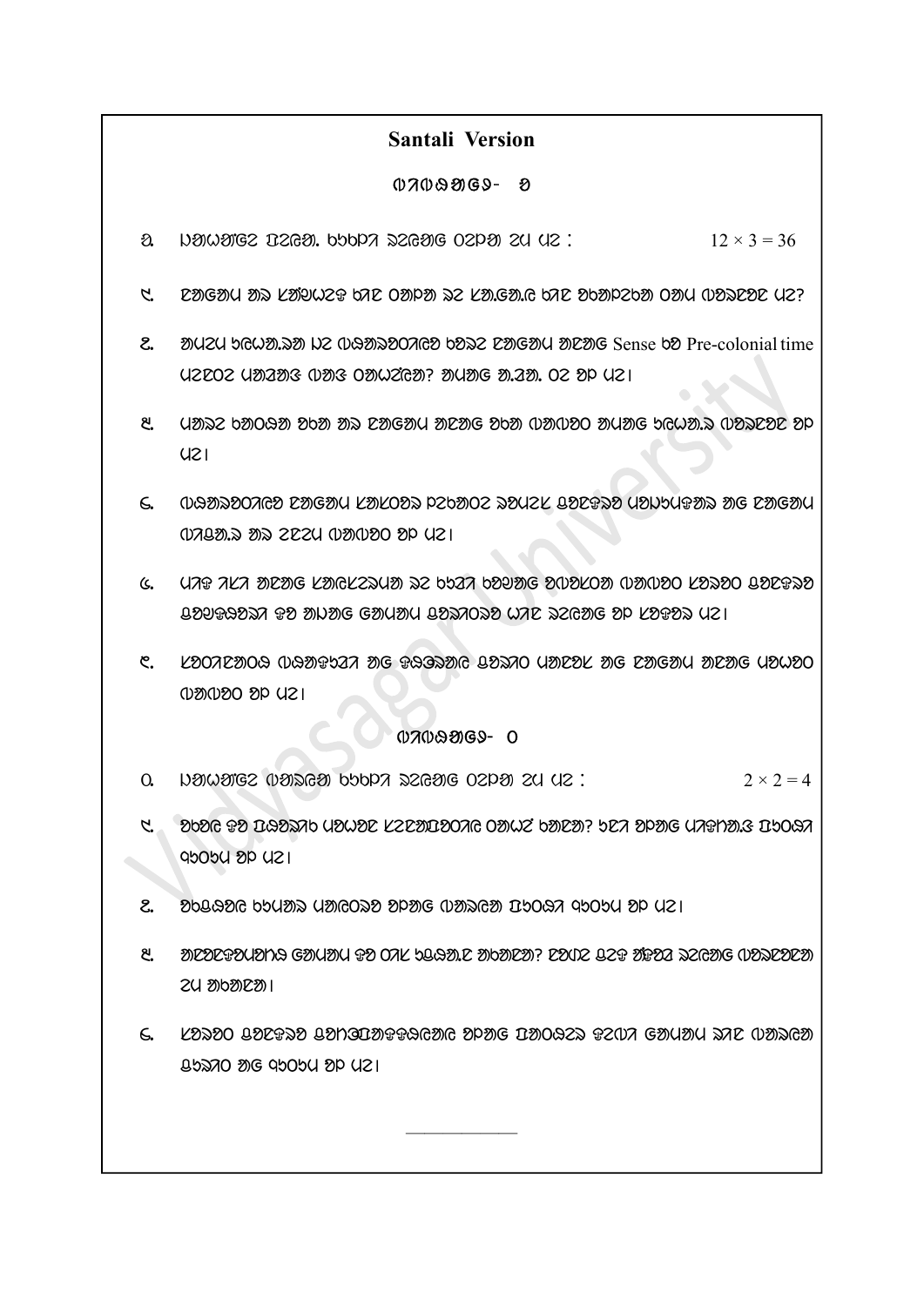## Santali Version

### ᱦᱟᱹᱴᱤᱧ - ᱠ

ᱚ. ᱡᱟᱦᱟᱸᱭ ᱯᱮᱭᱟ ᱠᱩᱠᱞᱤ ᱨᱮᱭᱟᱜ ᱛᱮᱞᱟ ᱮᱢ ᱢᱮ : $12 \times 3 = 36$

ᱠ. ᱮᱛᱦᱚᱵ ᱟᱨ ᱠᱷᱩᱢᱮᱫ ᱠᱚᱨᱮ ᱛᱟᱞᱟ ᱨᱮ ᱠᱟ.ᱦᱚ.ᱢ ᱠᱚᱨᱮ ᱵᱷᱟᱞᱮᱠᱟ ᱛᱟᱦᱮᱸ ᱢᱮᱱᱟᱜ ᱢᱮ?

ᱛ. ᱟᱢᱮᱢ ᱠᱷᱚᱡᱟ.ᱨᱟ ᱡᱮ ᱢᱤᱨᱩᱜᱚᱛᱟ ᱠᱚᱨᱮ ᱮᱛᱦᱚᱵ ᱟᱨᱮᱜ Sense ᱠᱚ Pre-colonial time ᱢᱮᱫᱚᱮ ᱢᱟᱸᱦᱤᱜ ᱛᱟᱦᱮᱸ ᱚᱱᱟᱠᱚ? ᱟᱢᱟᱜ ᱟ.ᱫᱟ. ᱚᱮ ᱵᱚ ᱢᱮ।

ᱜ. ᱢᱟᱨᱮ ᱠᱟᱹᱛᱷᱟ ᱵᱮᱫ ᱟᱨ ᱮᱛᱦᱚᱵ ᱟᱨᱮᱜ ᱵᱮᱫ ᱛᱟᱛᱟᱚ ᱟᱢᱟᱜ ᱠᱷᱚᱡᱟ.ᱨᱟ ᱛᱟᱦᱮᱸ ᱵᱚ ᱢᱮ।

ᱝ. ᱛᱷᱟᱨᱟᱵᱚᱛᱤᱫ ᱮᱛᱦᱚᱵ ᱠᱷᱩᱞᱚᱨᱟ ᱯᱮᱠᱷᱟᱚᱮ ᱨᱟᱹᱢᱮᱠ ᱜᱚᱮᱥᱨᱟ ᱢᱟᱹᱜᱮᱠᱢᱥᱟ ᱟᱜ ᱮᱛᱦᱚᱵ ᱛᱤᱜᱚ.ᱨᱟ ᱟᱨ ᱮᱮᱮᱢ ᱛᱟᱛᱟᱚ ᱵᱚ ᱢᱮ।

ᱞ. ᱢᱤᱥ ᱤᱠᱤ ᱟᱮᱛᱟᱜ ᱠᱷᱚᱞᱮᱨᱢᱟᱢ ᱨᱮ ᱠᱷᱚᱤ ᱠᱚᱡᱟᱜ ᱵᱟᱨᱟᱠᱚᱛ ᱛᱟᱛᱟᱚ ᱠᱷᱨᱟᱵ ᱜᱚᱮᱥᱨᱟ ᱜᱚᱵᱢᱥᱟᱚᱤ ᱥᱚ ᱟᱢᱟᱜ ᱦᱚᱢᱟᱢ ᱜᱚᱨᱤᱚᱨᱟ ᱣᱟᱨ ᱨᱮᱭᱟᱜ ᱵᱚ ᱠᱷᱥᱚᱨᱟ ᱢᱮ।

ᱟ. ᱠᱷᱚᱤᱮᱛᱚᱥ ᱛᱷᱟᱨᱥᱤ ᱟᱜ ᱥᱥᱚᱨᱟᱜ ᱜᱚᱨᱤᱚ ᱢᱟᱮᱛᱠ ᱟᱜ ᱮᱛᱦᱚᱵ ᱟᱨᱮᱜ ᱢᱚᱣᱚᱛ ᱛᱟᱛᱟᱚ ᱵᱚ ᱢᱮ।

### ᱦᱟᱹᱴᱤᱧ - ᱛ

ᱛ. ᱡᱟᱦᱟᱸᱭ ᱛᱟᱨᱟᱢ ᱠᱩᱠᱞᱤ ᱨᱮᱭᱟᱜ ᱛᱮᱞᱟ ᱮᱢ ᱢᱮ : $2 \times 2 = 4$

ᱠ. ᱵᱷᱚᱜ ᱥᱚ ᱫᱥᱚᱨᱟᱠ ᱢᱚᱣᱚᱮ ᱠᱮᱮᱛᱫᱚᱛᱟᱜ ᱚᱛᱣᱮ ᱠᱷᱮᱞᱟ? ᱠᱮᱤ ᱵᱚᱛᱜ ᱢᱤᱥᱟ.ᱥ ᱫᱠᱚᱥᱤ ᱜᱠᱚᱠᱢ ᱵᱚ ᱢᱮ।

ᱛ. ᱵᱷᱜᱥᱚᱜ ᱠᱷᱢᱟᱨ ᱢᱟᱨᱜᱚᱨᱚ ᱵᱚᱛᱜ ᱛᱟᱨᱟᱢ ᱫᱠᱚᱥᱤ ᱜᱠᱚᱠᱢ ᱵᱚ ᱢᱮ।

ᱜ. ᱟᱮᱞᱮᱥᱟᱢᱟᱱᱜ ᱦᱚᱢᱟᱢ ᱥᱚ ᱚᱤᱠ ᱠᱷᱥᱟ.ᱮ ᱟᱠᱷᱮᱞᱟ? ᱮᱟᱢᱮ ᱜᱮᱥ ᱮᱥᱚ ᱨᱮᱭᱟᱜ ᱛᱟᱨᱮᱛᱮᱞᱟ ᱮᱢ ᱟᱠᱷᱮᱞᱟ।

ᱝ. ᱠᱚᱨᱚᱚ ᱜᱚᱮᱥᱨᱟ ᱜᱚᱢᱚᱜᱟᱥᱥᱟᱨᱚ ᱵᱚᱛᱜ ᱫᱠᱚᱥᱤ ᱥᱮᱛᱤ ᱦᱚᱢᱟᱢ ᱨᱟᱮ ᱛᱟᱨᱟᱢ ᱜᱠᱨᱟᱚ ᱟᱜ ᱜᱠᱚᱠᱢ ᱵᱚ ᱢᱮ।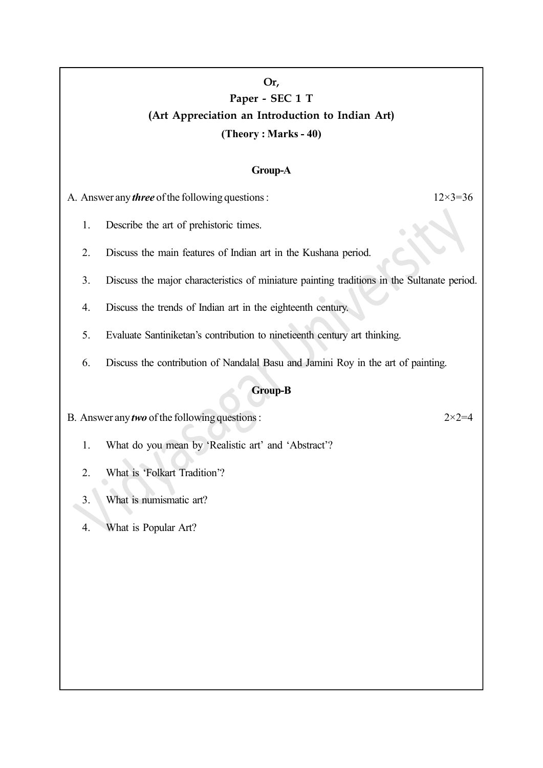**Or,**

**Paper - SEC 1 T**

**(Art Appreciation an Introduction to Indian Art)**

**(Theory : Marks - 40)**

## Group-A

A. Answer any ***three*** of the following questions : 12×3=36

1. Describe the art of prehistoric times.
2. Discuss the main features of Indian art in the Kushana period.
3. Discuss the major characteristics of miniature painting traditions in the Sultanate period.
4. Discuss the trends of Indian art in the eighteenth century.
5. Evaluate Santiniketan's contribution to ninetieenth century art thinking.
6. Discuss the contribution of Nandalal Basu and Jamini Roy in the art of painting.

## Group-B

B. Answer any ***two*** of the following questions : 2×2=4

1. What do you mean by 'Realistic art' and 'Abstract'?
2. What is 'Folkart Tradition'?
3. What is numismatic art?
4. What is Popular Art?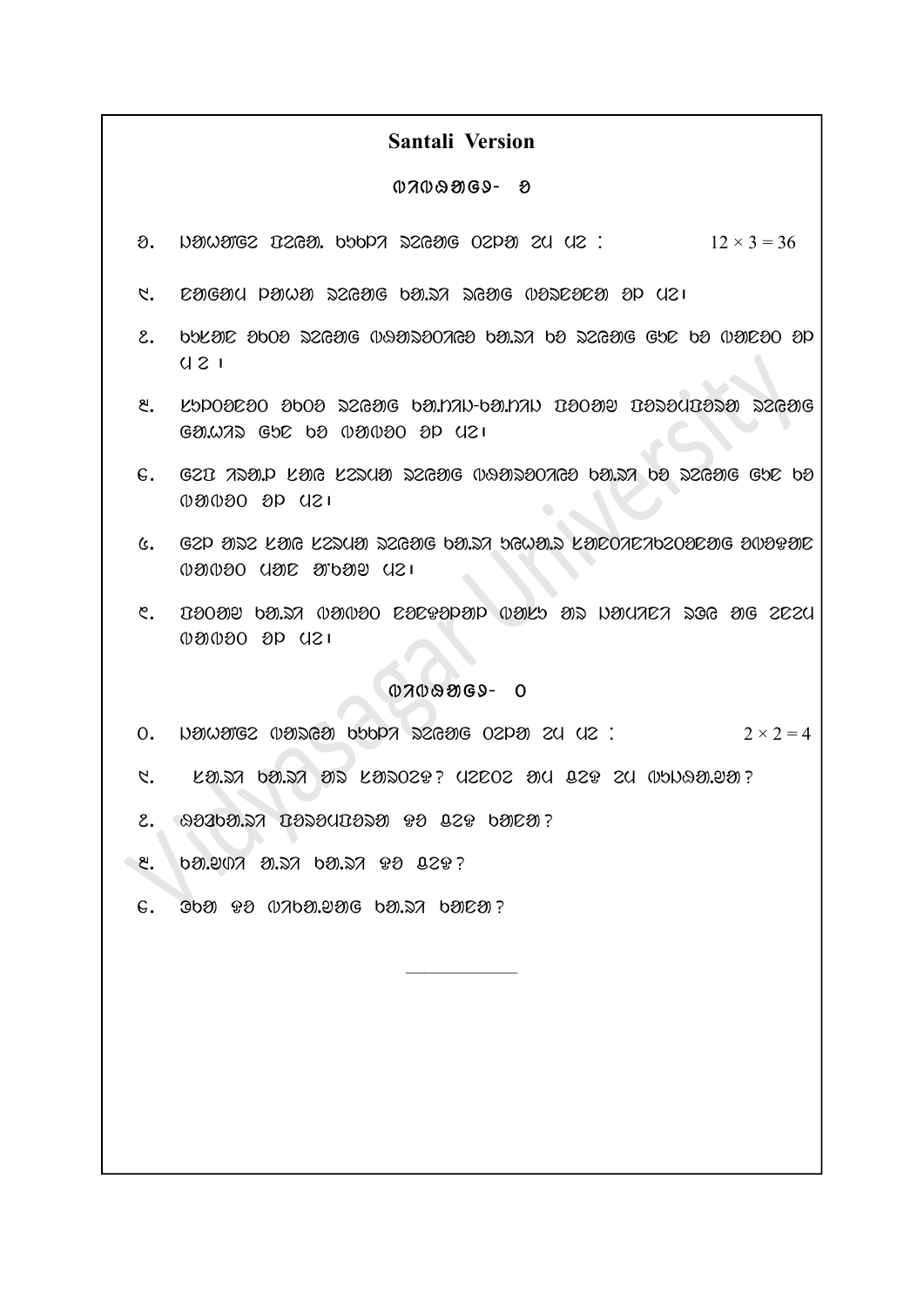## Santali Version

### ᱦᱟᱹᱴᱤᱧ- ᱑

᱑. ᱡᱟᱦᱟᱸᱱᱟᱜ ᱯᱮ ᱜᱚᱴᱟᱝ ᱠᱩᱠᱞᱤ ᱨᱮᱭᱟᱜ ᱛᱮᱞᱟ ᱮᱢ ᱢᱮ : $12 \times 3 = 36$

ᱠ. ᱥᱟᱱᱛᱟᱲ ᱯᱟᱨᱥᱟ ᱨᱮᱭᱟᱜ ᱵᱟᱹᱲᱛᱤ ᱨᱮᱭᱟᱜ ᱚᱞᱥᱮᱥᱟᱱ ᱮᱢ ᱢᱮ ᱾

ᱟ. ᱠᱩᱨᱥᱤ ᱛᱷᱚᱨ ᱨᱮᱭᱟᱜ ᱚᱥᱟᱨᱟᱣᱤᱛ ᱵᱟᱹᱲᱛᱤ ᱵᱟ ᱨᱮᱭᱟᱜ ᱜᱩᱱ ᱵᱟ ᱚᱛᱷᱟᱣ ᱮᱢ ᱢᱮ ᱾

ᱤ. ᱠᱩᱯᱨᱟᱥᱟᱣ ᱛᱷᱚᱨ ᱨᱮᱭᱟᱜ ᱵᱟᱹᱲᱛᱤ-ᱵᱟᱹᱲᱛᱤ ᱫᱟᱣᱟᱹ ᱫᱟᱨᱟᱢᱫᱟᱨᱟᱹ ᱨᱮᱭᱟᱜ ᱜᱟᱹᱞᱚᱪ ᱜᱩᱱ ᱵᱟ ᱚᱛᱷᱟᱣ ᱮᱢ ᱢᱮ ᱾

ᱩ. ᱜᱮᱫ ᱞᱮᱠᱟ ᱠᱟᱹᱢᱤ ᱠᱟᱹᱢᱤᱭᱟᱹ ᱨᱮᱭᱟᱜ ᱚᱥᱟᱨᱟᱣᱤᱛ ᱵᱟᱹᱲᱛᱤ ᱵᱟ ᱨᱮᱭᱟᱜ ᱜᱩᱱ ᱵᱟ ᱚᱛᱷᱟᱣ ᱮᱢ ᱢᱮ ᱾

ᱮ. ᱜᱮᱯ ᱛᱟᱨᱮ ᱠᱟᱹᱢᱤ ᱠᱟᱹᱢᱤᱭᱟᱹ ᱨᱮᱭᱟᱜ ᱵᱟᱹᱲᱛᱤ ᱵᱟᱭᱟᱹᱨ ᱠᱟᱹᱢᱤᱨᱟᱠᱷᱟᱱᱤᱨᱟᱜ ᱛᱷᱚᱨᱥᱟᱹᱧ ᱚᱛᱷᱟᱣ ᱢᱮᱱᱟ ᱢᱮᱭᱟᱭ ᱢᱮ ᱾

ᱳ. ᱫᱟᱣᱟᱹ ᱵᱟᱹᱲᱛᱤ ᱚᱛᱷᱟᱣ ᱥᱟᱨᱦᱟᱣᱟᱜ ᱚᱛᱷᱚ ᱛᱟᱭ ᱡᱟᱦᱟᱸᱱᱟᱜ ᱨᱚᱦ ᱛᱮ ᱥᱮᱨᱢᱟ ᱚᱛᱷᱟᱣ ᱮᱢ ᱢᱮ ᱾

### ᱦᱟᱹᱴᱤᱧ- ᱒

᱒. ᱡᱟᱦᱟᱸᱱᱟᱜ ᱚᱛᱟᱨᱮ ᱠᱩᱠᱞᱤ ᱨᱮᱭᱟᱜ ᱛᱮᱞᱟ ᱮᱢ ᱢᱮ : $2 \times 2 = 4$

ᱠ. ᱠᱟᱹᱢᱤ ᱵᱟᱹᱲᱛᱤ ᱛᱟᱭ ᱠᱟᱹᱢᱤᱫᱟᱜ? ᱢᱮᱱᱛᱮ ᱛᱟᱢ ᱞᱮᱠᱟ ᱮᱢ ᱦᱩᱭᱩᱜᱼᱟ?

ᱟ. ᱥᱚᱫᱚᱨᱟᱹᱨ ᱫᱟᱣᱟᱹ ᱫᱟᱨᱟᱢ ᱫᱚ ᱞᱮᱠᱟ ᱵᱟᱹᱲᱛᱤ?

ᱤ. ᱵᱟᱹᱲᱛᱤ ᱛᱟᱹᱨᱤ ᱵᱟᱹᱲᱛᱤ ᱫᱚ ᱞᱮᱠᱟ?

ᱩ. ᱛᱷᱚᱨ ᱫᱚ ᱚᱛᱷᱟᱣᱟᱜ ᱵᱟᱹᱲᱛᱤ ᱵᱟᱹᱲᱛᱤ?